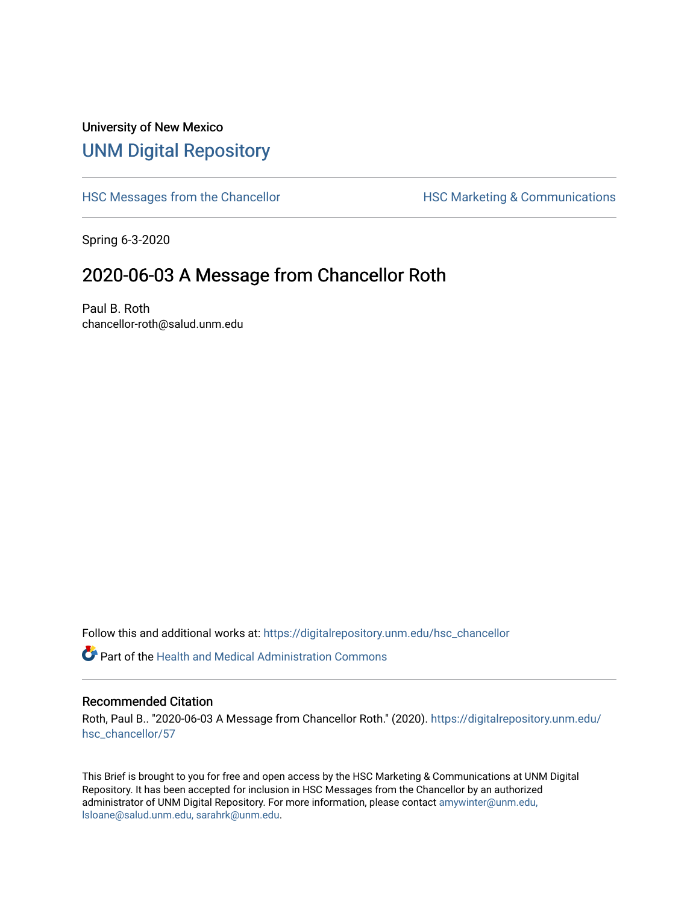University of New Mexico

# UNM Digital Repository

HSC Messages from the Chancellor | HSC Marketing & Communications

Spring 6-3-2020

## 2020-06-03 A Message from Chancellor Roth

Paul B. Roth
chancellor-roth@salud.unm.edu

Follow this and additional works at: https://digitalrepository.unm.edu/hsc_chancellor

Part of the Health and Medical Administration Commons

### Recommended Citation

Roth, Paul B.. "2020-06-03 A Message from Chancellor Roth." (2020). https://digitalrepository.unm.edu/hsc_chancellor/57

This Brief is brought to you for free and open access by the HSC Marketing & Communications at UNM Digital Repository. It has been accepted for inclusion in HSC Messages from the Chancellor by an authorized administrator of UNM Digital Repository. For more information, please contact amywinter@unm.edu, lsloane@salud.unm.edu, sarahrk@unm.edu.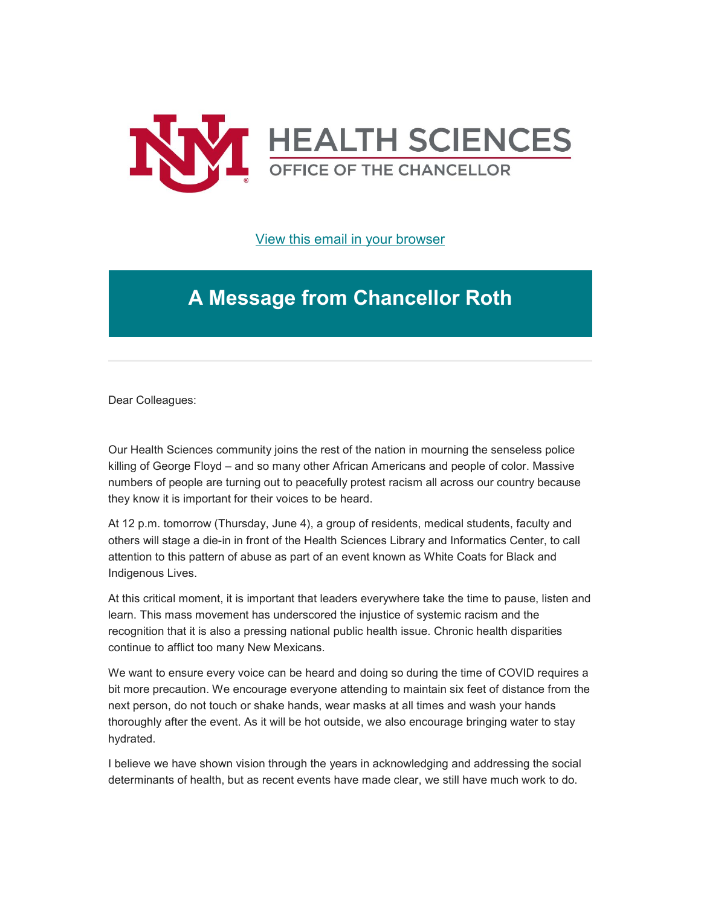HEALTH SCIENCES

OFFICE OF THE CHANCELLOR

View this email in your browser

# A Message from Chancellor Roth

Dear Colleagues:

Our Health Sciences community joins the rest of the nation in mourning the senseless police killing of George Floyd – and so many other African Americans and people of color. Massive numbers of people are turning out to peacefully protest racism all across our country because they know it is important for their voices to be heard.

At 12 p.m. tomorrow (Thursday, June 4), a group of residents, medical students, faculty and others will stage a die-in in front of the Health Sciences Library and Informatics Center, to call attention to this pattern of abuse as part of an event known as White Coats for Black and Indigenous Lives.

At this critical moment, it is important that leaders everywhere take the time to pause, listen and learn. This mass movement has underscored the injustice of systemic racism and the recognition that it is also a pressing national public health issue. Chronic health disparities continue to afflict too many New Mexicans.

We want to ensure every voice can be heard and doing so during the time of COVID requires a bit more precaution. We encourage everyone attending to maintain six feet of distance from the next person, do not touch or shake hands, wear masks at all times and wash your hands thoroughly after the event. As it will be hot outside, we also encourage bringing water to stay hydrated.

I believe we have shown vision through the years in acknowledging and addressing the social determinants of health, but as recent events have made clear, we still have much work to do.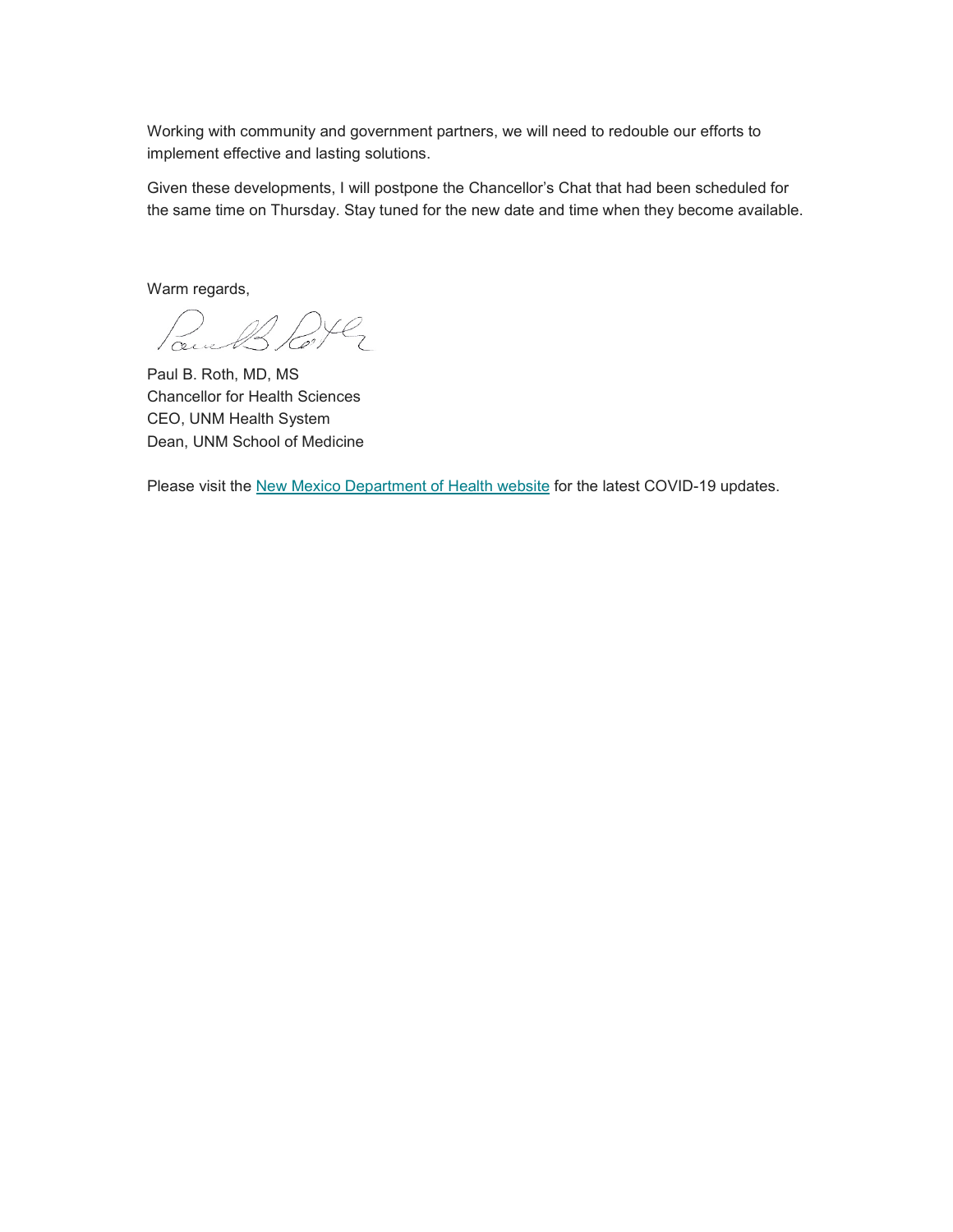Working with community and government partners, we will need to redouble our efforts to implement effective and lasting solutions.

Given these developments, I will postpone the Chancellor's Chat that had been scheduled for the same time on Thursday. Stay tuned for the new date and time when they become available.

Warm regards,

Paul B. Roth, MD, MS
Chancellor for Health Sciences
CEO, UNM Health System
Dean, UNM School of Medicine

Please visit the New Mexico Department of Health website for the latest COVID-19 updates.